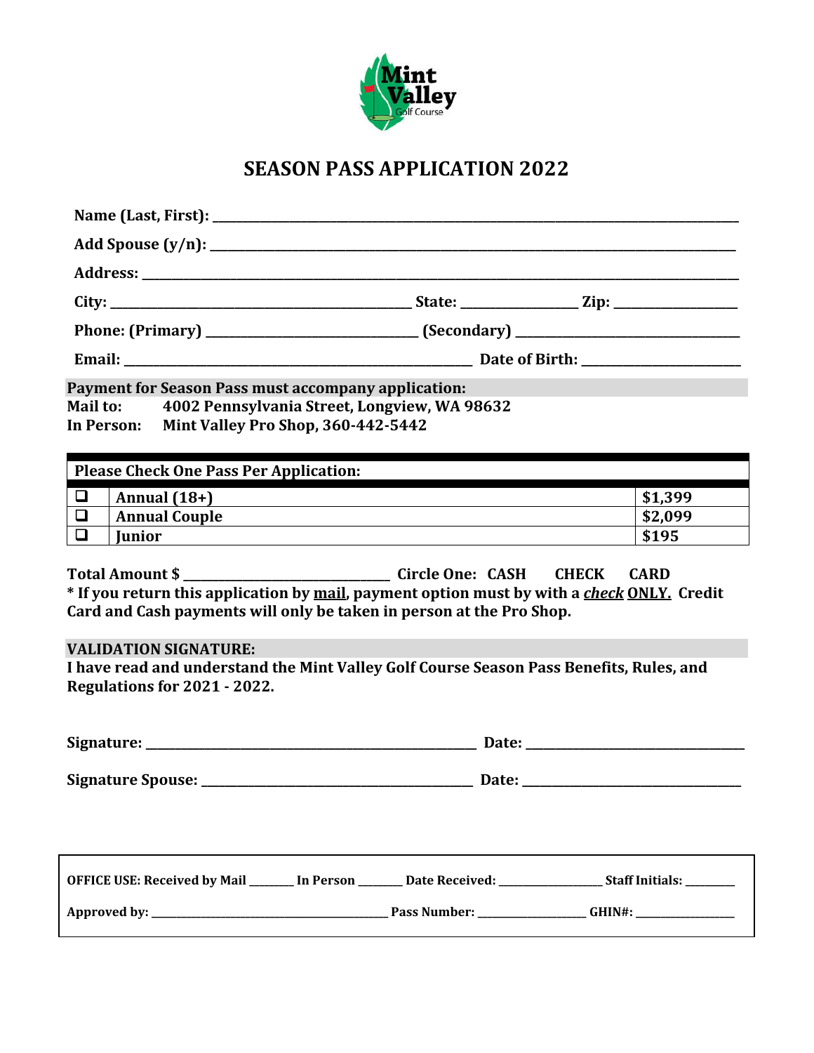Mint Valley Golf Course

# SEASON PASS APPLICATION 2022

**Name (Last, First):** ______________________________

**Add Spouse (y/n):** ______________________________

**Address:** ______________________________

**City:** ____________________ **State:** __________ **Zip:** __________

**Phone: (Primary)** ____________________ **(Secondary)** ____________________

**Email:** ______________________________ **Date of Birth:** ____________________

**Payment for Season Pass must accompany application:**

**Mail to:** 4002 Pennsylvania Street, Longview, WA 98632

**In Person:** Mint Valley Pro Shop, 360-442-5442

| Please Check One Pass Per Application: | | |
|---|---|---|
| ❑ | **Annual (18+)** | **$1,399** |
| ❑ | **Annual Couple** | **$2,099** |
| ❑ | **Junior** | **$195** |

**Total Amount $** ____________________ **Circle One: CASH CHECK CARD**

**\* If you return this application by mail, payment option must by with a *check* ONLY. Credit Card and Cash payments will only be taken in person at the Pro Shop.**

**VALIDATION SIGNATURE:**

**I have read and understand the Mint Valley Golf Course Season Pass Benefits, Rules, and Regulations for 2021 - 2022.**

**Signature:** ______________________________ **Date:** ____________________

**Signature Spouse:** ______________________________ **Date:** ____________________

**OFFICE USE: Received by Mail** _______ **In Person** _______ **Date Received:** __________ **Staff Initials:** _______

**Approved by:** ____________________ **Pass Number:** __________ **GHIN#:** __________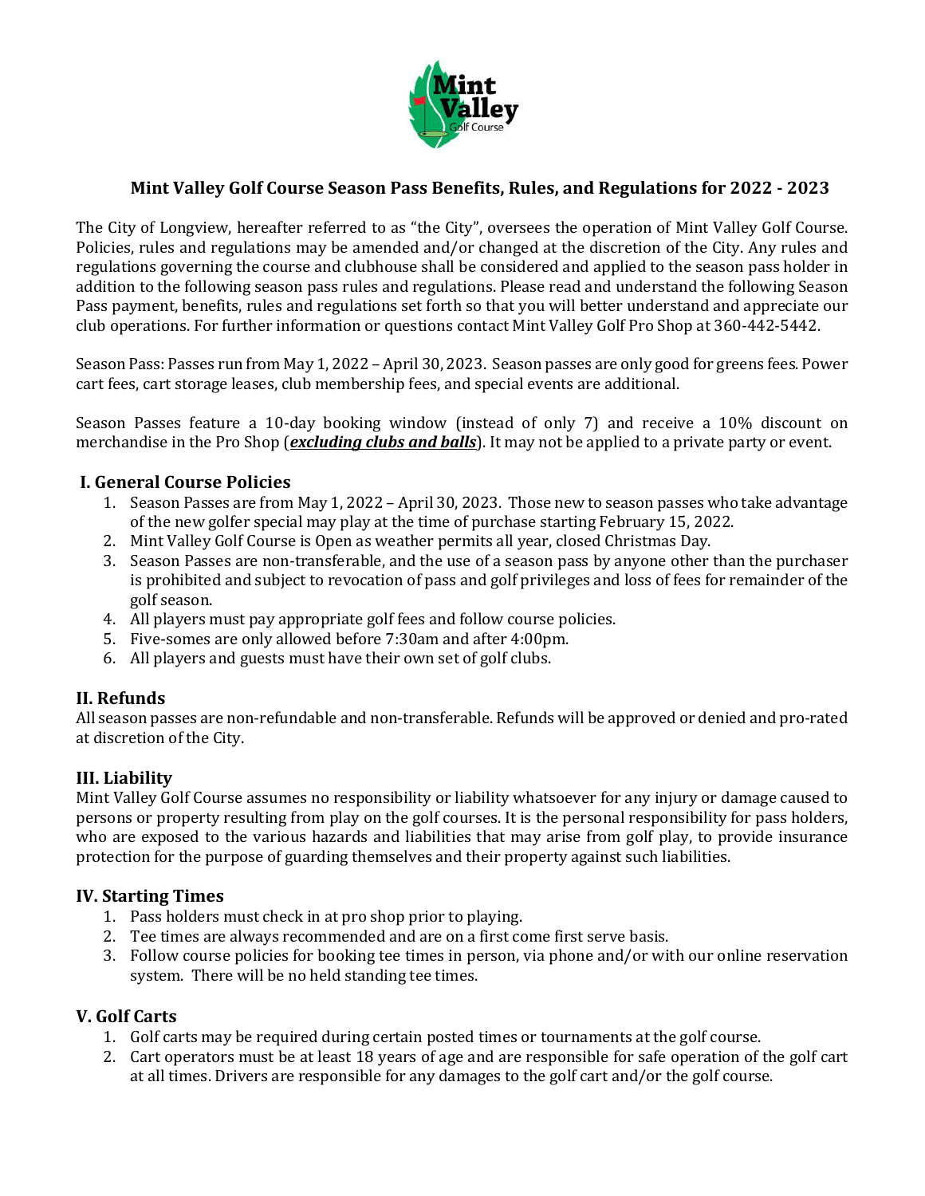## Mint Valley Golf Course Season Pass Benefits, Rules, and Regulations for 2022 - 2023

The City of Longview, hereafter referred to as "the City", oversees the operation of Mint Valley Golf Course. Policies, rules and regulations may be amended and/or changed at the discretion of the City. Any rules and regulations governing the course and clubhouse shall be considered and applied to the season pass holder in addition to the following season pass rules and regulations. Please read and understand the following Season Pass payment, benefits, rules and regulations set forth so that you will better understand and appreciate our club operations. For further information or questions contact Mint Valley Golf Pro Shop at 360-442-5442.

Season Pass: Passes run from May 1, 2022 – April 30, 2023. Season passes are only good for greens fees. Power cart fees, cart storage leases, club membership fees, and special events are additional.

Season Passes feature a 10-day booking window (instead of only 7) and receive a 10% discount on merchandise in the Pro Shop (***excluding clubs and balls***). It may not be applied to a private party or event.

### I. General Course Policies

1. Season Passes are from May 1, 2022 – April 30, 2023. Those new to season passes who take advantage of the new golfer special may play at the time of purchase starting February 15, 2022.
2. Mint Valley Golf Course is Open as weather permits all year, closed Christmas Day.
3. Season Passes are non-transferable, and the use of a season pass by anyone other than the purchaser is prohibited and subject to revocation of pass and golf privileges and loss of fees for remainder of the golf season.
4. All players must pay appropriate golf fees and follow course policies.
5. Five-somes are only allowed before 7:30am and after 4:00pm.
6. All players and guests must have their own set of golf clubs.

### II. Refunds

All season passes are non-refundable and non-transferable. Refunds will be approved or denied and pro-rated at discretion of the City.

### III. Liability

Mint Valley Golf Course assumes no responsibility or liability whatsoever for any injury or damage caused to persons or property resulting from play on the golf courses. It is the personal responsibility for pass holders, who are exposed to the various hazards and liabilities that may arise from golf play, to provide insurance protection for the purpose of guarding themselves and their property against such liabilities.

### IV. Starting Times

1. Pass holders must check in at pro shop prior to playing.
2. Tee times are always recommended and are on a first come first serve basis.
3. Follow course policies for booking tee times in person, via phone and/or with our online reservation system. There will be no held standing tee times.

### V. Golf Carts

1. Golf carts may be required during certain posted times or tournaments at the golf course.
2. Cart operators must be at least 18 years of age and are responsible for safe operation of the golf cart at all times. Drivers are responsible for any damages to the golf cart and/or the golf course.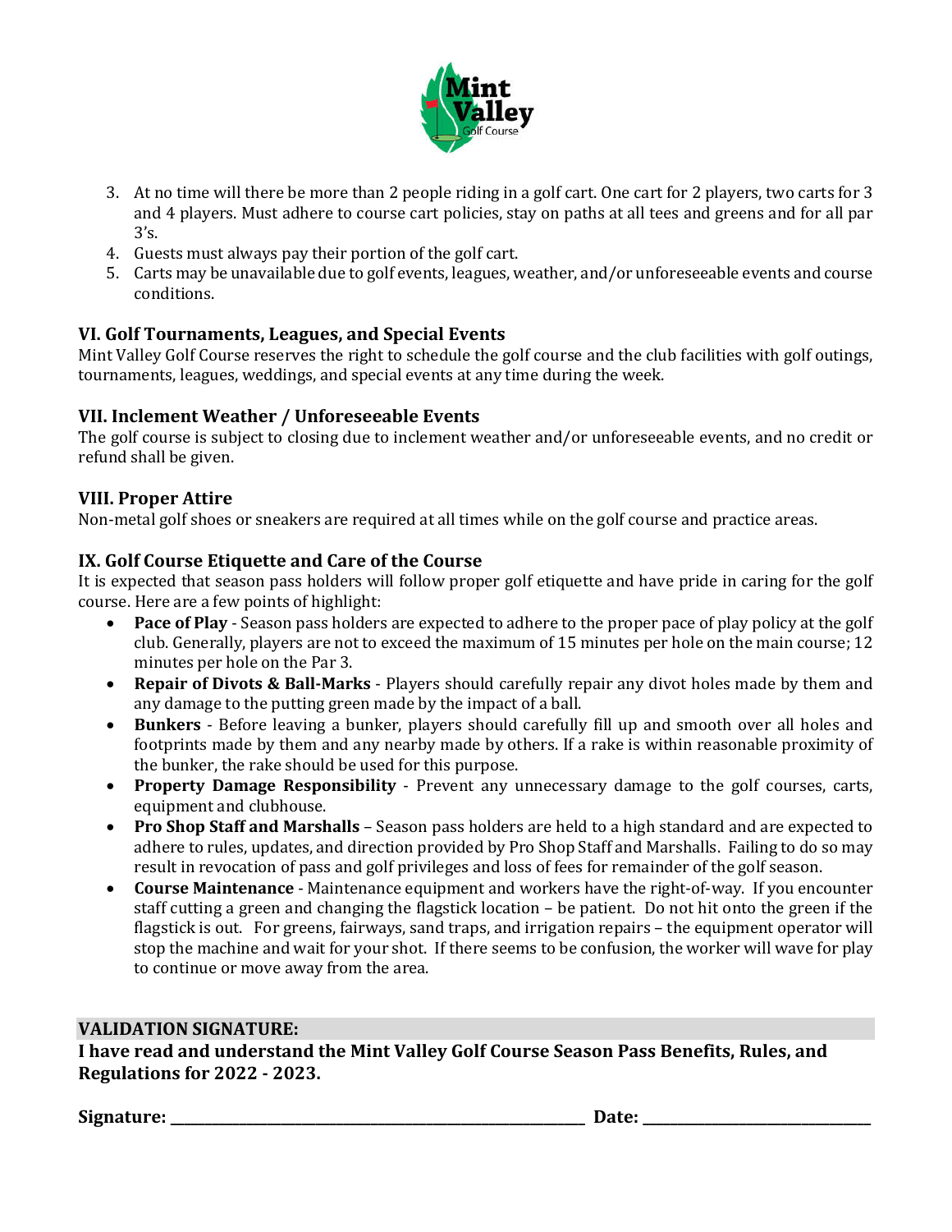3. At no time will there be more than 2 people riding in a golf cart. One cart for 2 players, two carts for 3 and 4 players. Must adhere to course cart policies, stay on paths at all tees and greens and for all par 3's.
4. Guests must always pay their portion of the golf cart.
5. Carts may be unavailable due to golf events, leagues, weather, and/or unforeseeable events and course conditions.

## VI. Golf Tournaments, Leagues, and Special Events

Mint Valley Golf Course reserves the right to schedule the golf course and the club facilities with golf outings, tournaments, leagues, weddings, and special events at any time during the week.

## VII. Inclement Weather / Unforeseeable Events

The golf course is subject to closing due to inclement weather and/or unforeseeable events, and no credit or refund shall be given.

## VIII. Proper Attire

Non-metal golf shoes or sneakers are required at all times while on the golf course and practice areas.

## IX. Golf Course Etiquette and Care of the Course

It is expected that season pass holders will follow proper golf etiquette and have pride in caring for the golf course. Here are a few points of highlight:

- **Pace of Play** - Season pass holders are expected to adhere to the proper pace of play policy at the golf club. Generally, players are not to exceed the maximum of 15 minutes per hole on the main course; 12 minutes per hole on the Par 3.
- **Repair of Divots & Ball-Marks** - Players should carefully repair any divot holes made by them and any damage to the putting green made by the impact of a ball.
- **Bunkers** - Before leaving a bunker, players should carefully fill up and smooth over all holes and footprints made by them and any nearby made by others. If a rake is within reasonable proximity of the bunker, the rake should be used for this purpose.
- **Property Damage Responsibility** - Prevent any unnecessary damage to the golf courses, carts, equipment and clubhouse.
- **Pro Shop Staff and Marshalls** – Season pass holders are held to a high standard and are expected to adhere to rules, updates, and direction provided by Pro Shop Staff and Marshalls. Failing to do so may result in revocation of pass and golf privileges and loss of fees for remainder of the golf season.
- **Course Maintenance** - Maintenance equipment and workers have the right-of-way. If you encounter staff cutting a green and changing the flagstick location – be patient. Do not hit onto the green if the flagstick is out. For greens, fairways, sand traps, and irrigation repairs – the equipment operator will stop the machine and wait for your shot. If there seems to be confusion, the worker will wave for play to continue or move away from the area.

**VALIDATION SIGNATURE:**

**I have read and understand the Mint Valley Golf Course Season Pass Benefits, Rules, and Regulations for 2022 - 2023.**

**Signature:** ______________________________ **Date:** ____________________